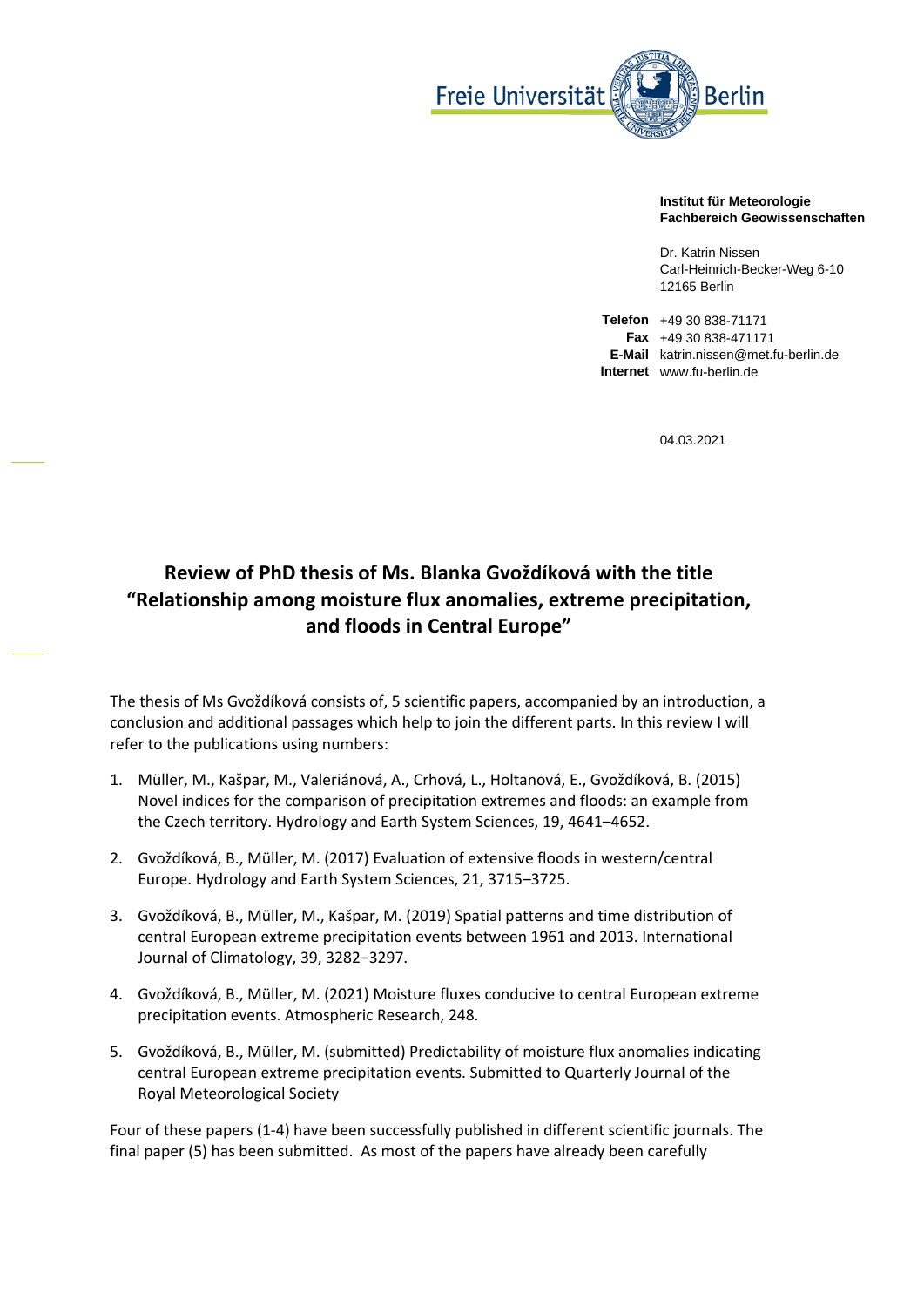Freie Universität Berlin

**Institut für Meteorologie**
**Fachbereich Geowissenschaften**

Dr. Katrin Nissen
Carl-Heinrich-Becker-Weg 6-10
12165 Berlin

**Telefon** +49 30 838-71171
**Fax** +49 30 838-471171
**E-Mail** katrin.nissen@met.fu-berlin.de
**Internet** www.fu-berlin.de

04.03.2021

# Review of PhD thesis of Ms. Blanka Gvoždíková with the title "Relationship among moisture flux anomalies, extreme precipitation, and floods in Central Europe"

The thesis of Ms Gvoždíková consists of, 5 scientific papers, accompanied by an introduction, a conclusion and additional passages which help to join the different parts. In this review I will refer to the publications using numbers:

1. Müller, M., Kašpar, M., Valeriánová, A., Crhová, L., Holtanová, E., Gvoždíková, B. (2015) Novel indices for the comparison of precipitation extremes and floods: an example from the Czech territory. Hydrology and Earth System Sciences, 19, 4641–4652.
2. Gvoždíková, B., Müller, M. (2017) Evaluation of extensive floods in western/central Europe. Hydrology and Earth System Sciences, 21, 3715–3725.
3. Gvoždíková, B., Müller, M., Kašpar, M. (2019) Spatial patterns and time distribution of central European extreme precipitation events between 1961 and 2013. International Journal of Climatology, 39, 3282−3297.
4. Gvoždíková, B., Müller, M. (2021) Moisture fluxes conducive to central European extreme precipitation events. Atmospheric Research, 248.
5. Gvoždíková, B., Müller, M. (submitted) Predictability of moisture flux anomalies indicating central European extreme precipitation events. Submitted to Quarterly Journal of the Royal Meteorological Society

Four of these papers (1-4) have been successfully published in different scientific journals. The final paper (5) has been submitted. As most of the papers have already been carefully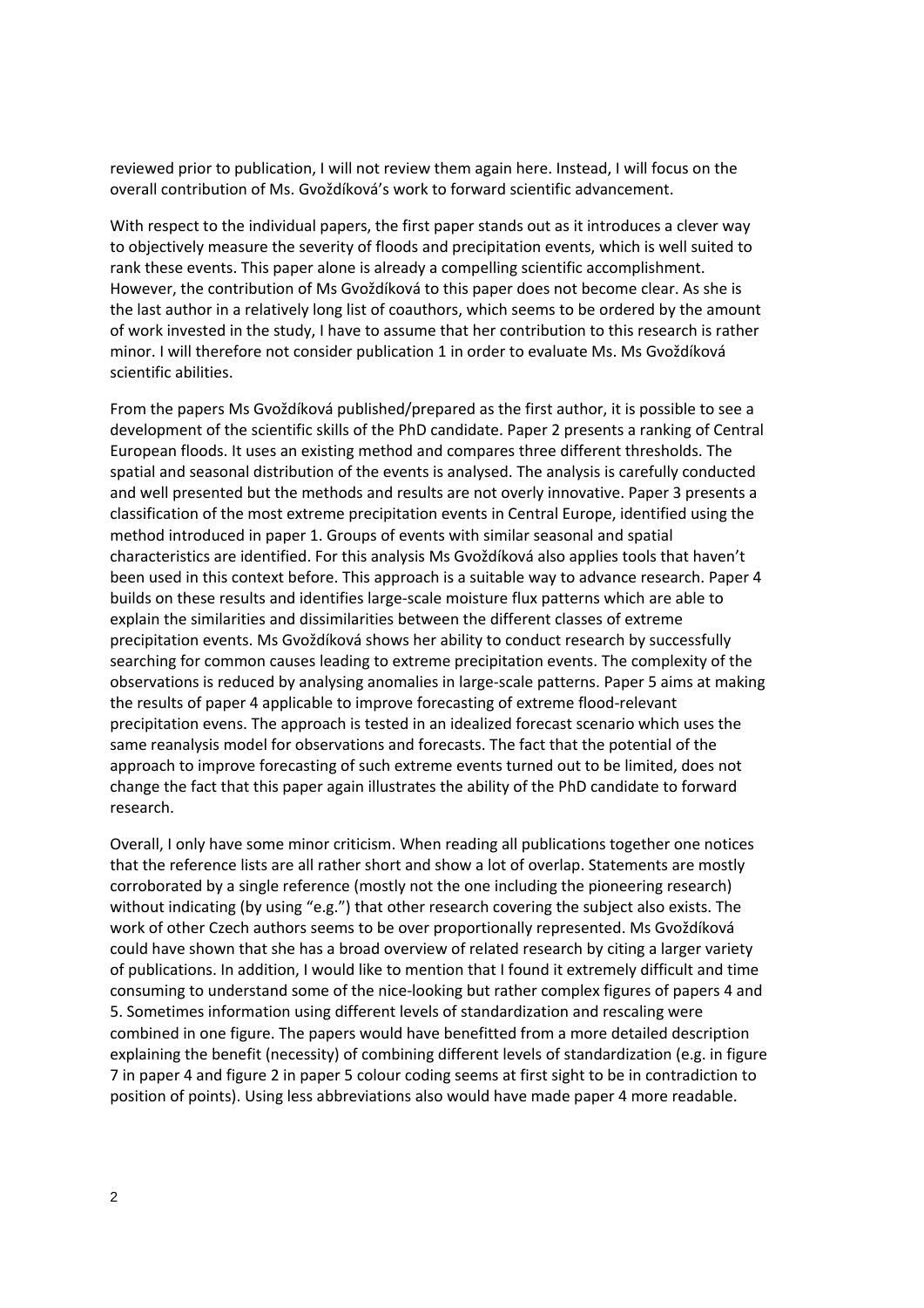reviewed prior to publication, I will not review them again here. Instead, I will focus on the overall contribution of Ms. Gvoždíková's work to forward scientific advancement.

With respect to the individual papers, the first paper stands out as it introduces a clever way to objectively measure the severity of floods and precipitation events, which is well suited to rank these events. This paper alone is already a compelling scientific accomplishment. However, the contribution of Ms Gvoždíková to this paper does not become clear. As she is the last author in a relatively long list of coauthors, which seems to be ordered by the amount of work invested in the study, I have to assume that her contribution to this research is rather minor. I will therefore not consider publication 1 in order to evaluate Ms. Ms Gvoždíková scientific abilities.

From the papers Ms Gvoždíková published/prepared as the first author, it is possible to see a development of the scientific skills of the PhD candidate. Paper 2 presents a ranking of Central European floods. It uses an existing method and compares three different thresholds. The spatial and seasonal distribution of the events is analysed. The analysis is carefully conducted and well presented but the methods and results are not overly innovative. Paper 3 presents a classification of the most extreme precipitation events in Central Europe, identified using the method introduced in paper 1. Groups of events with similar seasonal and spatial characteristics are identified. For this analysis Ms Gvoždíková also applies tools that haven't been used in this context before. This approach is a suitable way to advance research. Paper 4 builds on these results and identifies large-scale moisture flux patterns which are able to explain the similarities and dissimilarities between the different classes of extreme precipitation events. Ms Gvoždíková shows her ability to conduct research by successfully searching for common causes leading to extreme precipitation events. The complexity of the observations is reduced by analysing anomalies in large-scale patterns. Paper 5 aims at making the results of paper 4 applicable to improve forecasting of extreme flood-relevant precipitation evens. The approach is tested in an idealized forecast scenario which uses the same reanalysis model for observations and forecasts. The fact that the potential of the approach to improve forecasting of such extreme events turned out to be limited, does not change the fact that this paper again illustrates the ability of the PhD candidate to forward research.

Overall, I only have some minor criticism. When reading all publications together one notices that the reference lists are all rather short and show a lot of overlap. Statements are mostly corroborated by a single reference (mostly not the one including the pioneering research) without indicating (by using "e.g.") that other research covering the subject also exists. The work of other Czech authors seems to be over proportionally represented. Ms Gvoždíková could have shown that she has a broad overview of related research by citing a larger variety of publications. In addition, I would like to mention that I found it extremely difficult and time consuming to understand some of the nice-looking but rather complex figures of papers 4 and 5. Sometimes information using different levels of standardization and rescaling were combined in one figure. The papers would have benefitted from a more detailed description explaining the benefit (necessity) of combining different levels of standardization (e.g. in figure 7 in paper 4 and figure 2 in paper 5 colour coding seems at first sight to be in contradiction to position of points). Using less abbreviations also would have made paper 4 more readable.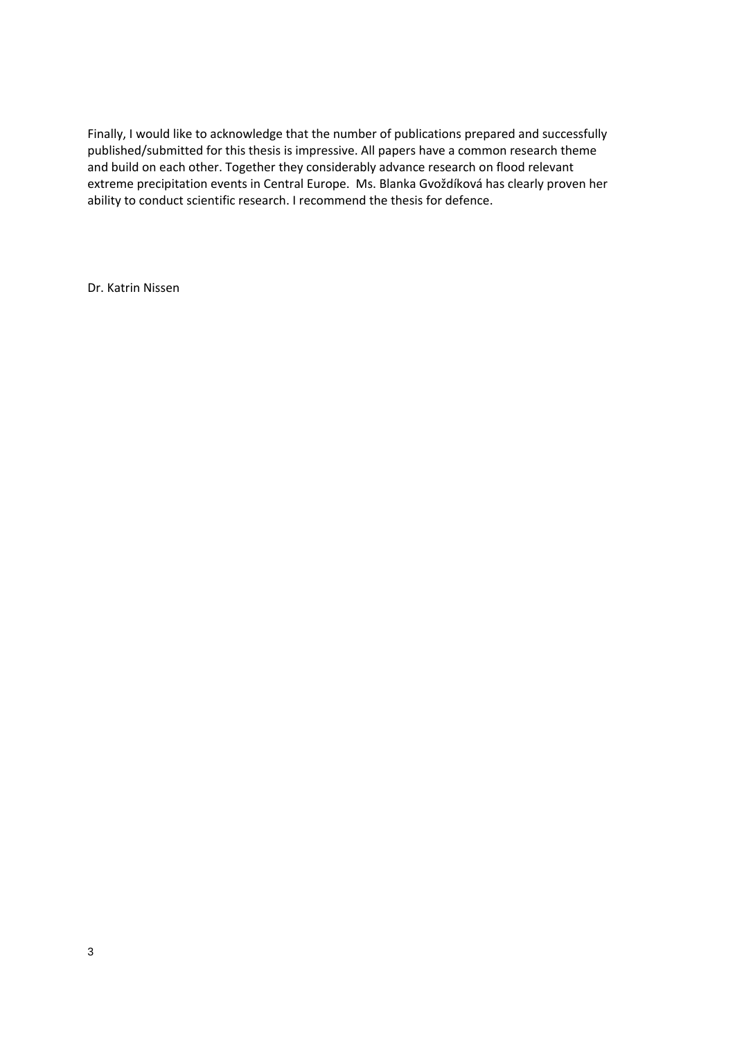Finally, I would like to acknowledge that the number of publications prepared and successfully published/submitted for this thesis is impressive. All papers have a common research theme and build on each other. Together they considerably advance research on flood relevant extreme precipitation events in Central Europe. Ms. Blanka Gvoždíková has clearly proven her ability to conduct scientific research. I recommend the thesis for defence.

Dr. Katrin Nissen